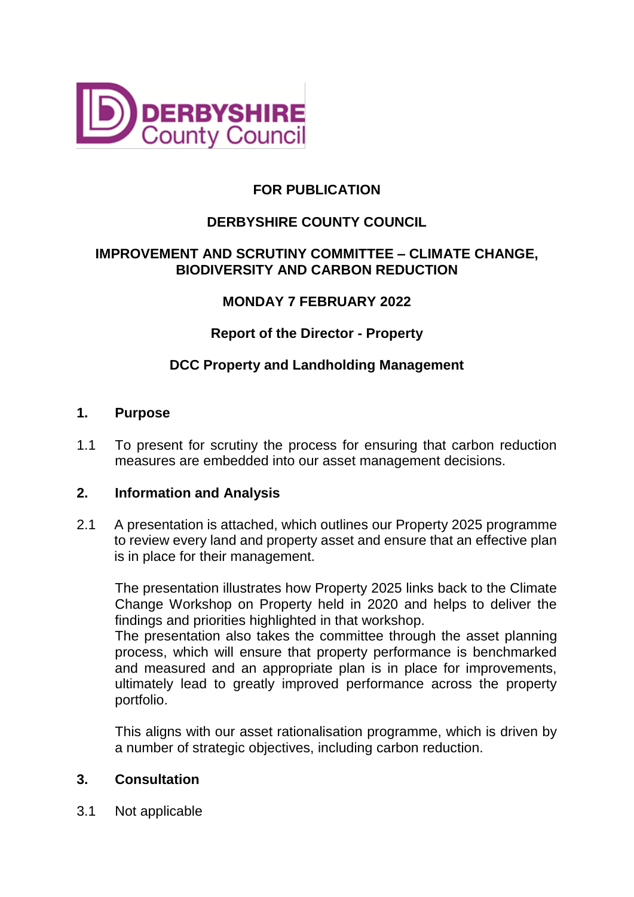**FOR PUBLICATION**

**DERBYSHIRE COUNTY COUNCIL**

**IMPROVEMENT AND SCRUTINY COMMITTEE – CLIMATE CHANGE, BIODIVERSITY AND CARBON REDUCTION**

**MONDAY 7 FEBRUARY 2022**

**Report of the Director - Property**

**DCC Property and Landholding Management**

## 1. Purpose

1.1 To present for scrutiny the process for ensuring that carbon reduction measures are embedded into our asset management decisions.

## 2. Information and Analysis

2.1 A presentation is attached, which outlines our Property 2025 programme to review every land and property asset and ensure that an effective plan is in place for their management.

The presentation illustrates how Property 2025 links back to the Climate Change Workshop on Property held in 2020 and helps to deliver the findings and priorities highlighted in that workshop.
The presentation also takes the committee through the asset planning process, which will ensure that property performance is benchmarked and measured and an appropriate plan is in place for improvements, ultimately lead to greatly improved performance across the property portfolio.

This aligns with our asset rationalisation programme, which is driven by a number of strategic objectives, including carbon reduction.

## 3. Consultation

3.1 Not applicable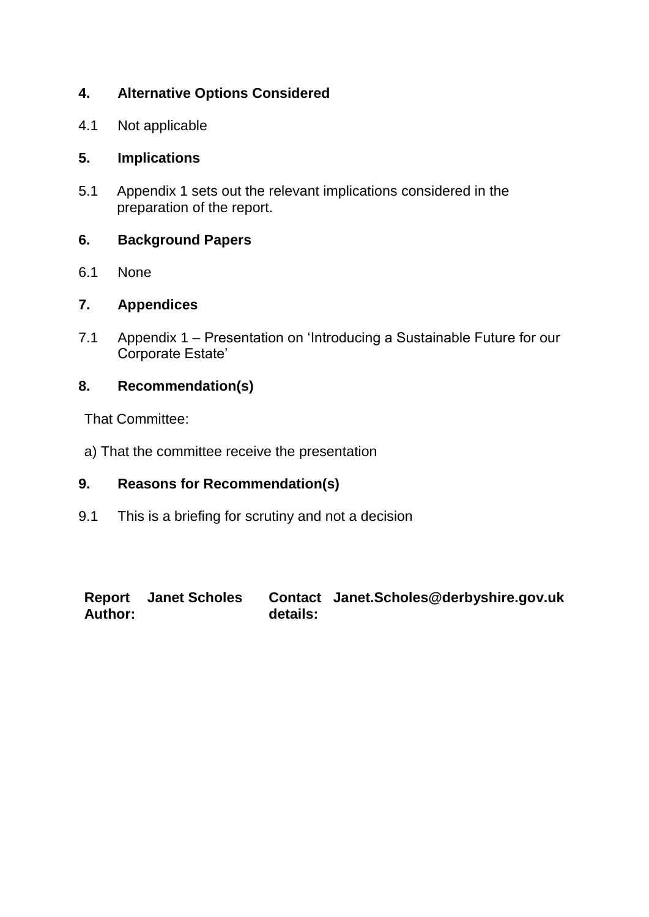## 4. Alternative Options Considered

4.1 Not applicable

## 5. Implications

5.1 Appendix 1 sets out the relevant implications considered in the preparation of the report.

## 6. Background Papers

6.1 None

## 7. Appendices

7.1 Appendix 1 – Presentation on 'Introducing a Sustainable Future for our Corporate Estate'

## 8. Recommendation(s)

That Committee:

a) That the committee receive the presentation

## 9. Reasons for Recommendation(s)

9.1 This is a briefing for scrutiny and not a decision

| **Report Author:** | **Janet Scholes** | **Contact details:** | **Janet.Scholes@derbyshire.gov.uk** |
|---|---|---|---|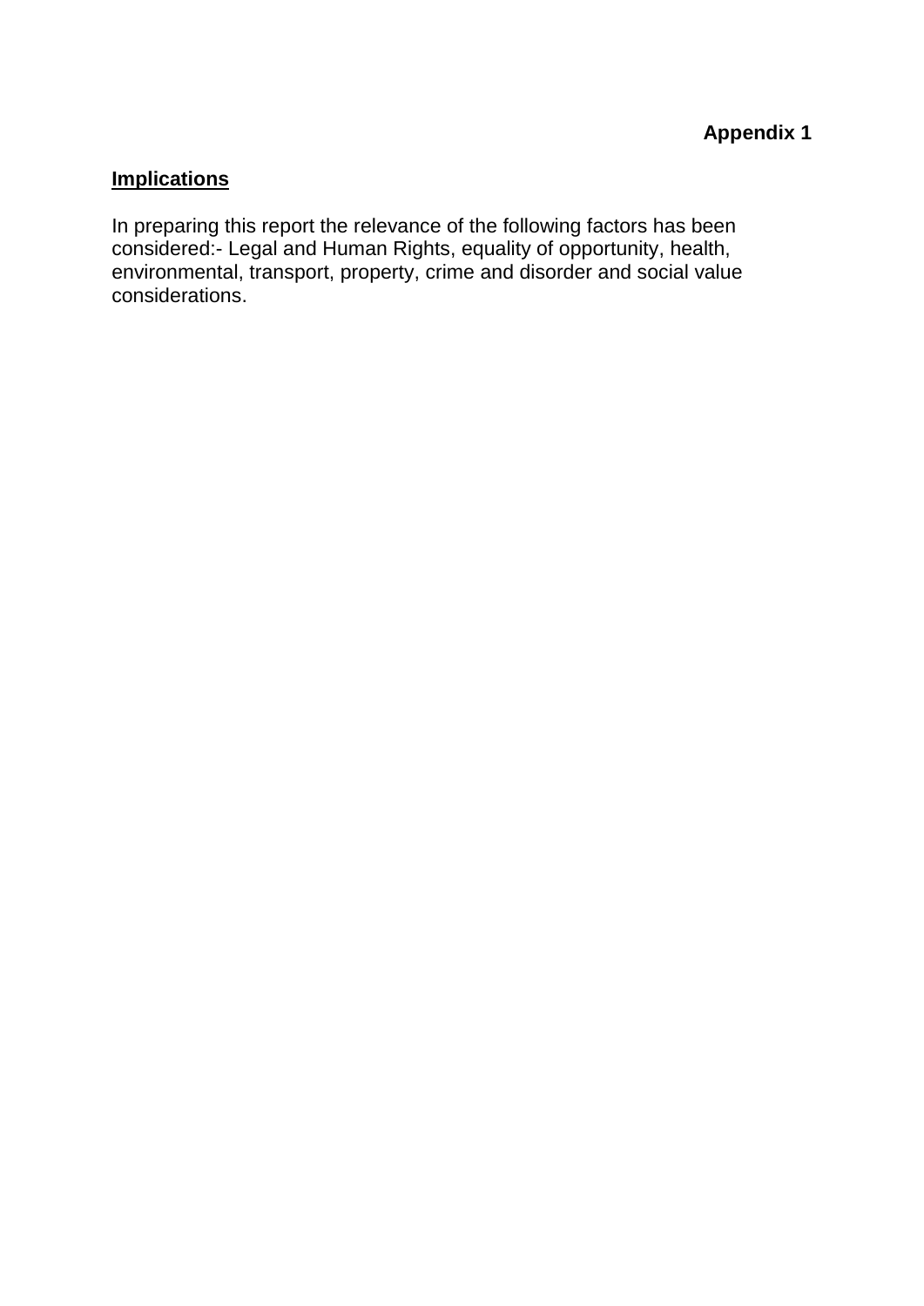**Appendix 1**

**Implications**

In preparing this report the relevance of the following factors has been considered:- Legal and Human Rights, equality of opportunity, health, environmental, transport, property, crime and disorder and social value considerations.